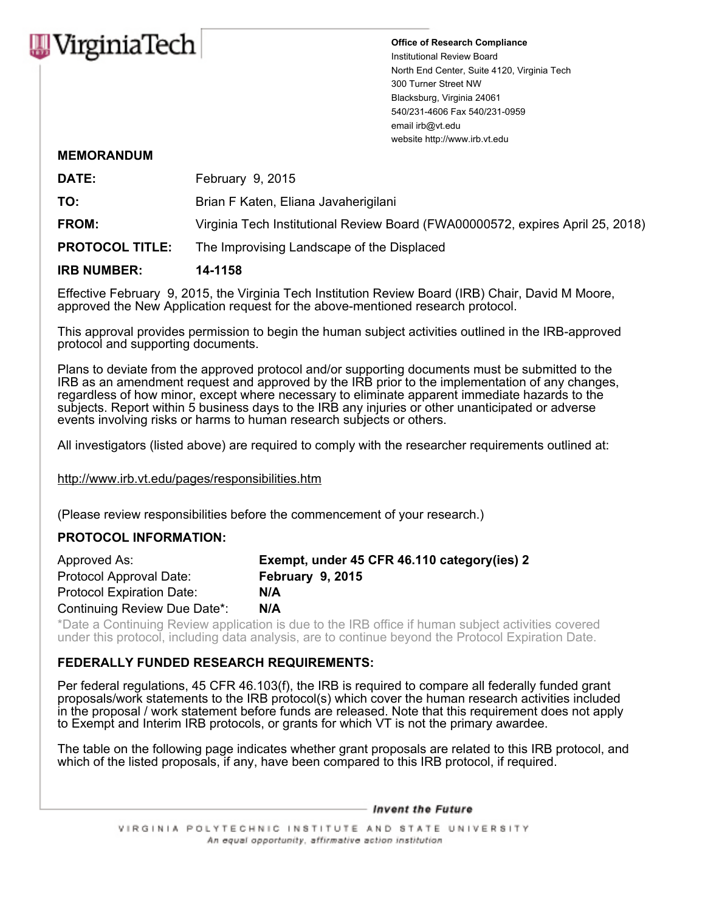VirginiaTech

**Office of Research Compliance**
Institutional Review Board
North End Center, Suite 4120, Virginia Tech
300 Turner Street NW
Blacksburg, Virginia 24061
540/231-4606 Fax 540/231-0959
email irb@vt.edu
website http://www.irb.vt.edu

## MEMORANDUM

**DATE:** February 9, 2015

**TO:** Brian F Katen, Eliana Javaherigilani

**FROM:** Virginia Tech Institutional Review Board (FWA00000572, expires April 25, 2018)

**PROTOCOL TITLE:** The Improvising Landscape of the Displaced

**IRB NUMBER:** **14-1158**

Effective February 9, 2015, the Virginia Tech Institution Review Board (IRB) Chair, David M Moore, approved the New Application request for the above-mentioned research protocol.

This approval provides permission to begin the human subject activities outlined in the IRB-approved protocol and supporting documents.

Plans to deviate from the approved protocol and/or supporting documents must be submitted to the IRB as an amendment request and approved by the IRB prior to the implementation of any changes, regardless of how minor, except where necessary to eliminate apparent immediate hazards to the subjects. Report within 5 business days to the IRB any injuries or other unanticipated or adverse events involving risks or harms to human research subjects or others.

All investigators (listed above) are required to comply with the researcher requirements outlined at:

http://www.irb.vt.edu/pages/responsibilities.htm

(Please review responsibilities before the commencement of your research.)

### PROTOCOL INFORMATION:

| | |
|---|---|
| Approved As: | **Exempt, under 45 CFR 46.110 category(ies) 2** |
| Protocol Approval Date: | **February 9, 2015** |
| Protocol Expiration Date: | **N/A** |
| Continuing Review Due Date*: | **N/A** |

*Date a Continuing Review application is due to the IRB office if human subject activities covered under this protocol, including data analysis, are to continue beyond the Protocol Expiration Date.

### FEDERALLY FUNDED RESEARCH REQUIREMENTS:

Per federal regulations, 45 CFR 46.103(f), the IRB is required to compare all federally funded grant proposals/work statements to the IRB protocol(s) which cover the human research activities included in the proposal / work statement before funds are released. Note that this requirement does not apply to Exempt and Interim IRB protocols, or grants for which VT is not the primary awardee.

The table on the following page indicates whether grant proposals are related to this IRB protocol, and which of the listed proposals, if any, have been compared to this IRB protocol, if required.

*Invent the Future*

VIRGINIA POLYTECHNIC INSTITUTE AND STATE UNIVERSITY
*An equal opportunity, affirmative action institution*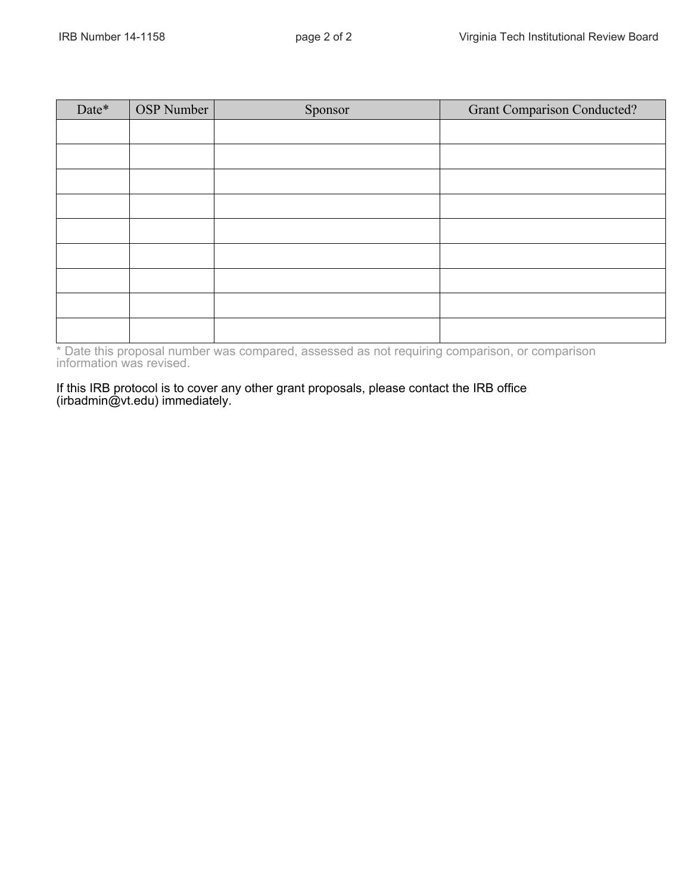| Date* | OSP Number | Sponsor | Grant Comparison Conducted? |
|---|---|---|---|
| | | | |
| | | | |
| | | | |
| | | | |
| | | | |
| | | | |
| | | | |
| | | | |
| | | | |

* Date this proposal number was compared, assessed as not requiring comparison, or comparison information was revised.

If this IRB protocol is to cover any other grant proposals, please contact the IRB office (irbadmin@vt.edu) immediately.